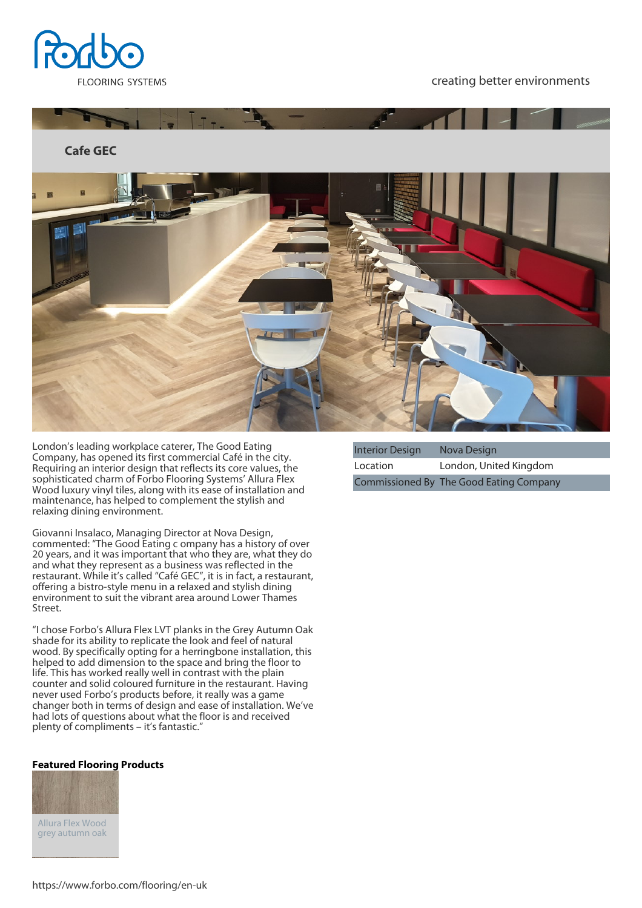FLOORING SYSTEMS

creating better environments

# Cafe GEC

London's leading workplace caterer, The Good Eating Company, has opened its first commercial Café in the city. Requiring an interior design that reflects its core values, the sophisticated charm of Forbo Flooring Systems' Allura Flex Wood luxury vinyl tiles, along with its ease of installation and maintenance, has helped to complement the stylish and relaxing dining environment.

Giovanni Insalaco, Managing Director at Nova Design, commented: "The Good Eating c ompany has a history of over 20 years, and it was important that who they are, what they do and what they represent as a business was reflected in the restaurant. While it's called "Café GEC", it is in fact, a restaurant, offering a bistro-style menu in a relaxed and stylish dining environment to suit the vibrant area around Lower Thames Street.

"I chose Forbo's Allura Flex LVT planks in the Grey Autumn Oak shade for its ability to replicate the look and feel of natural wood. By specifically opting for a herringbone installation, this helped to add dimension to the space and bring the floor to life. This has worked really well in contrast with the plain counter and solid coloured furniture in the restaurant. Having never used Forbo's products before, it really was a game changer both in terms of design and ease of installation. We've had lots of questions about what the floor is and received plenty of compliments – it's fantastic."

| | |
|---|---|
| Interior Design | Nova Design |
| Location | London, United Kingdom |
| Commissioned By | The Good Eating Company |

**Featured Flooring Products**

Allura Flex Wood grey autumn oak

https://www.forbo.com/flooring/en-uk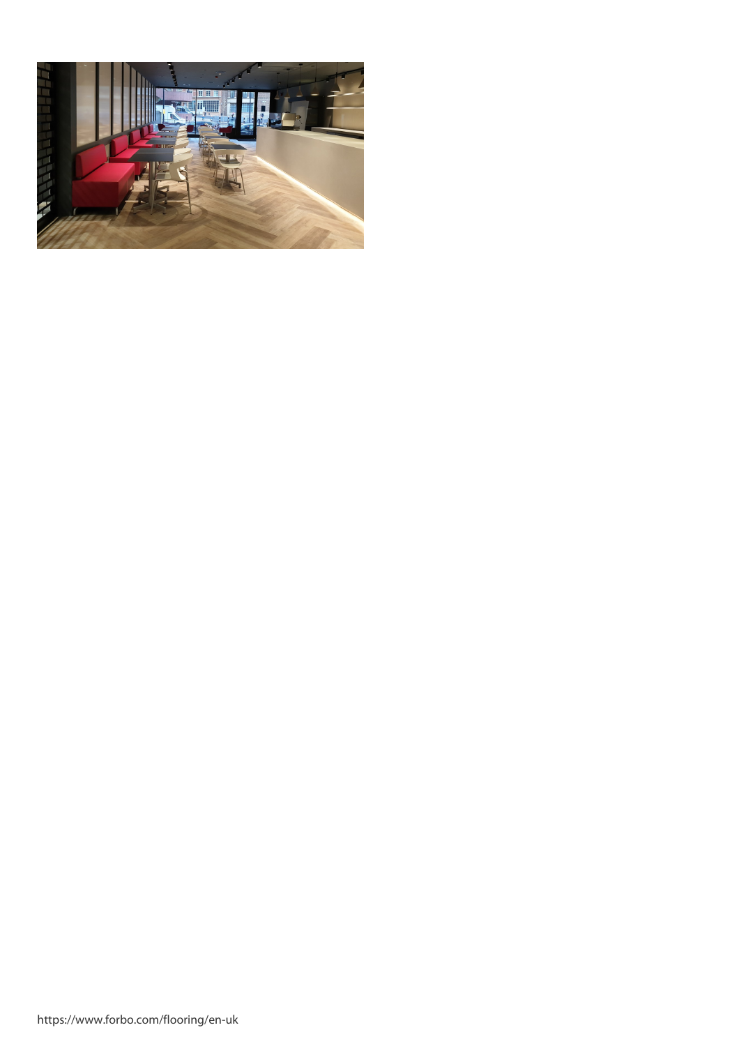https://www.forbo.com/flooring/en-uk